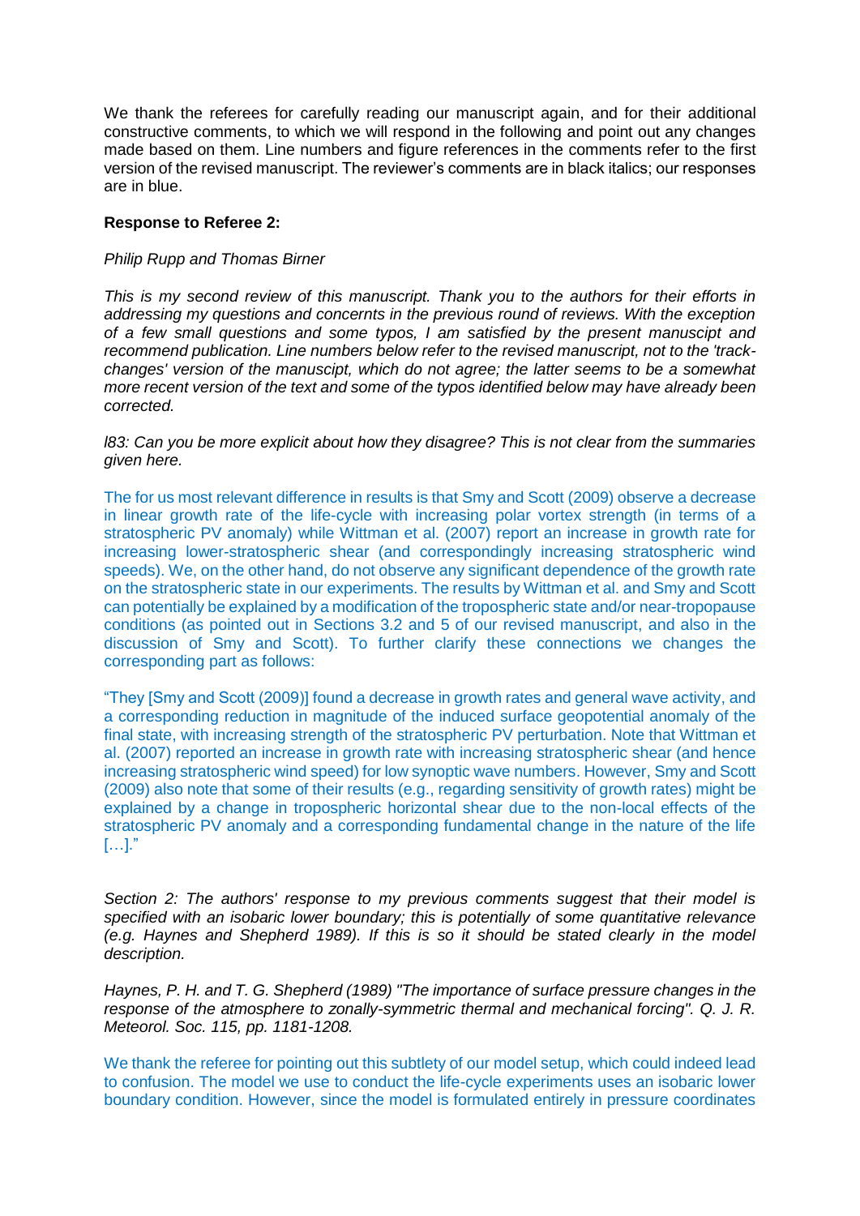We thank the referees for carefully reading our manuscript again, and for their additional constructive comments, to which we will respond in the following and point out any changes made based on them. Line numbers and figure references in the comments refer to the first version of the revised manuscript. The reviewer's comments are in black italics; our responses are in blue.

**Response to Referee 2:**

*Philip Rupp and Thomas Birner*

*This is my second review of this manuscript. Thank you to the authors for their efforts in addressing my questions and concernts in the previous round of reviews. With the exception of a few small questions and some typos, I am satisfied by the present manuscript and recommend publication. Line numbers below refer to the revised manuscript, not to the 'track-changes' version of the manuscipt, which do not agree; the latter seems to be a somewhat more recent version of the text and some of the typos identified below may have already been corrected.*

*l83: Can you be more explicit about how they disagree? This is not clear from the summaries given here.*

The for us most relevant difference in results is that Smy and Scott (2009) observe a decrease in linear growth rate of the life-cycle with increasing polar vortex strength (in terms of a stratospheric PV anomaly) while Wittman et al. (2007) report an increase in growth rate for increasing lower-stratospheric shear (and correspondingly increasing stratospheric wind speeds). We, on the other hand, do not observe any significant dependence of the growth rate on the stratospheric state in our experiments. The results by Wittman et al. and Smy and Scott can potentially be explained by a modification of the tropospheric state and/or near-tropopause conditions (as pointed out in Sections 3.2 and 5 of our revised manuscript, and also in the discussion of Smy and Scott). To further clarify these connections we changes the corresponding part as follows:

"They [Smy and Scott (2009)] found a decrease in growth rates and general wave activity, and a corresponding reduction in magnitude of the induced surface geopotential anomaly of the final state, with increasing strength of the stratospheric PV perturbation. Note that Wittman et al. (2007) reported an increase in growth rate with increasing stratospheric shear (and hence increasing stratospheric wind speed) for low synoptic wave numbers. However, Smy and Scott (2009) also note that some of their results (e.g., regarding sensitivity of growth rates) might be explained by a change in tropospheric horizontal shear due to the non-local effects of the stratospheric PV anomaly and a corresponding fundamental change in the nature of the life […]."

*Section 2: The authors' response to my previous comments suggest that their model is specified with an isobaric lower boundary; this is potentially of some quantitative relevance (e.g. Haynes and Shepherd 1989). If this is so it should be stated clearly in the model description.*

*Haynes, P. H. and T. G. Shepherd (1989) "The importance of surface pressure changes in the response of the atmosphere to zonally-symmetric thermal and mechanical forcing". Q. J. R. Meteorol. Soc. 115, pp. 1181-1208.*

We thank the referee for pointing out this subtlety of our model setup, which could indeed lead to confusion. The model we use to conduct the life-cycle experiments uses an isobaric lower boundary condition. However, since the model is formulated entirely in pressure coordinates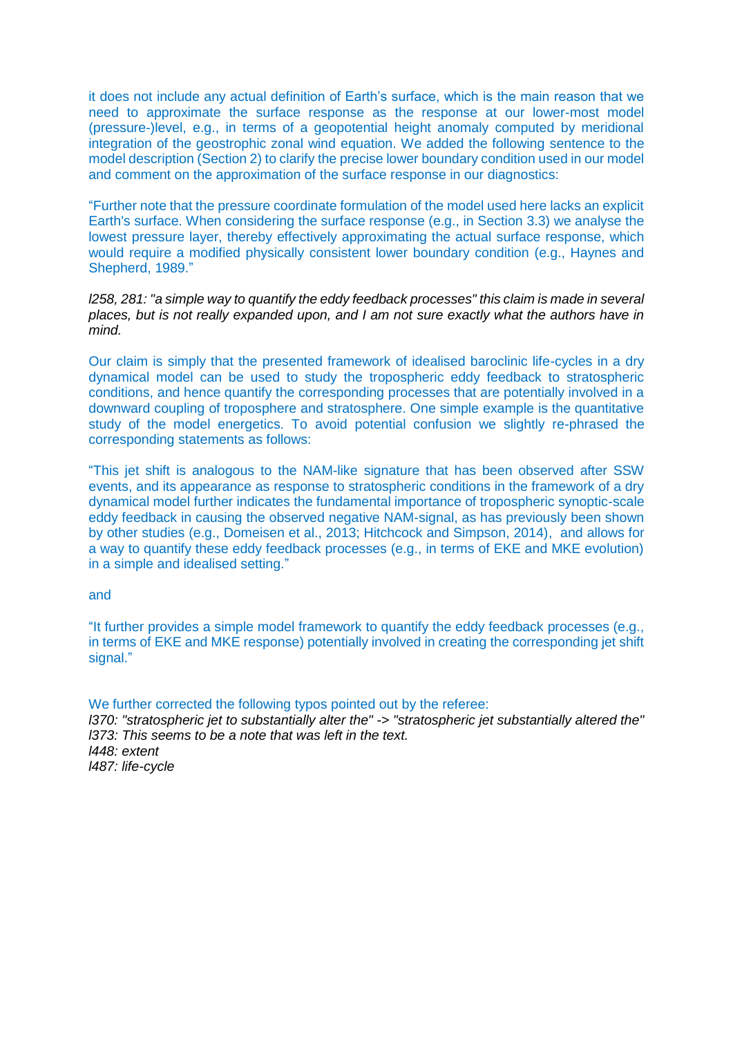it does not include any actual definition of Earth's surface, which is the main reason that we need to approximate the surface response as the response at our lower-most model (pressure-)level, e.g., in terms of a geopotential height anomaly computed by meridional integration of the geostrophic zonal wind equation. We added the following sentence to the model description (Section 2) to clarify the precise lower boundary condition used in our model and comment on the approximation of the surface response in our diagnostics:

"Further note that the pressure coordinate formulation of the model used here lacks an explicit Earth's surface. When considering the surface response (e.g., in Section 3.3) we analyse the lowest pressure layer, thereby effectively approximating the actual surface response, which would require a modified physically consistent lower boundary condition (e.g., Haynes and Shepherd, 1989."

*l258, 281: "a simple way to quantify the eddy feedback processes" this claim is made in several places, but is not really expanded upon, and I am not sure exactly what the authors have in mind.*

Our claim is simply that the presented framework of idealised baroclinic life-cycles in a dry dynamical model can be used to study the tropospheric eddy feedback to stratospheric conditions, and hence quantify the corresponding processes that are potentially involved in a downward coupling of troposphere and stratosphere. One simple example is the quantitative study of the model energetics. To avoid potential confusion we slightly re-phrased the corresponding statements as follows:

"This jet shift is analogous to the NAM-like signature that has been observed after SSW events, and its appearance as response to stratospheric conditions in the framework of a dry dynamical model further indicates the fundamental importance of tropospheric synoptic-scale eddy feedback in causing the observed negative NAM-signal, as has previously been shown by other studies (e.g., Domeisen et al., 2013; Hitchcock and Simpson, 2014), and allows for a way to quantify these eddy feedback processes (e.g., in terms of EKE and MKE evolution) in a simple and idealised setting."

and

"It further provides a simple model framework to quantify the eddy feedback processes (e.g., in terms of EKE and MKE response) potentially involved in creating the corresponding jet shift signal."

We further corrected the following typos pointed out by the referee:
*l370: "stratospheric jet to substantially alter the" -> "stratospheric jet substantially altered the"*
*l373: This seems to be a note that was left in the text.*
*l448: extent*
*l487: life-cycle*